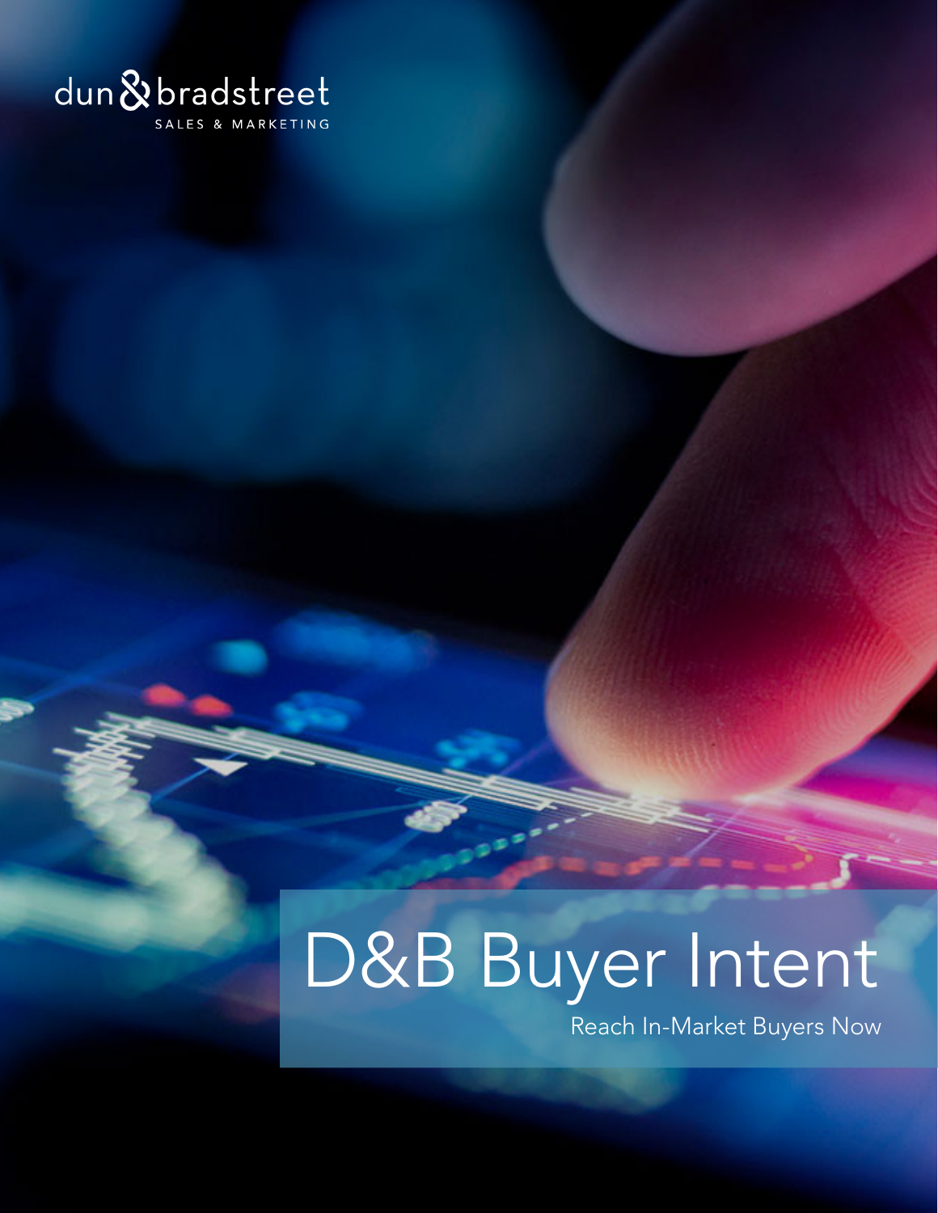dun & bradstreet

SALES & MARKETING

# D&B Buyer Intent

Reach In-Market Buyers Now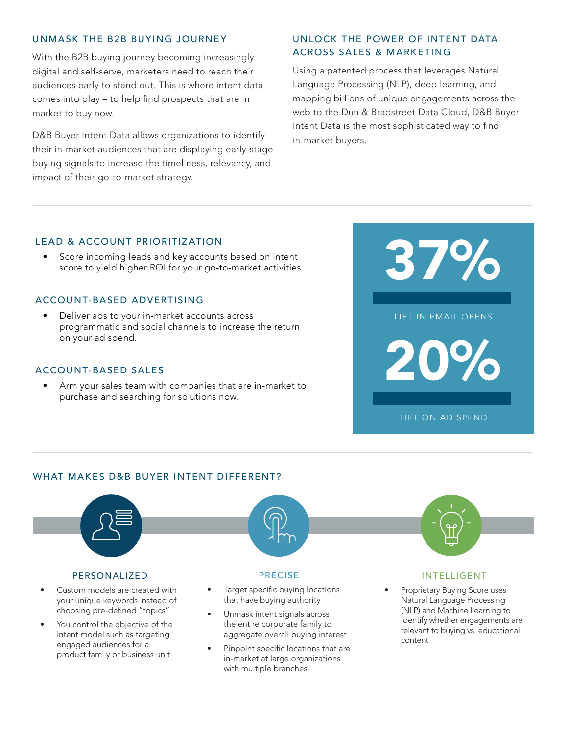## UNMASK THE B2B BUYING JOURNEY

With the B2B buying journey becoming increasingly digital and self-serve, marketers need to reach their audiences early to stand out. This is where intent data comes into play – to help find prospects that are in market to buy now.

D&B Buyer Intent Data allows organizations to identify their in-market audiences that are displaying early-stage buying signals to increase the timeliness, relevancy, and impact of their go-to-market strategy.

## UNLOCK THE POWER OF INTENT DATA ACROSS SALES & MARKETING

Using a patented process that leverages Natural Language Processing (NLP), deep learning, and mapping billions of unique engagements across the web to the Dun & Bradstreet Data Cloud, D&B Buyer Intent Data is the most sophisticated way to find in-market buyers.

### LEAD & ACCOUNT PRIORITIZATION

- Score incoming leads and key accounts based on intent score to yield higher ROI for your go-to-market activities.

### ACCOUNT-BASED ADVERTISING

- Deliver ads to your in-market accounts across programmatic and social channels to increase the return on your ad spend.

### ACCOUNT-BASED SALES

- Arm your sales team with companies that are in-market to purchase and searching for solutions now.

**37%**

LIFT IN EMAIL OPENS

**20%**

LIFT ON AD SPEND

## WHAT MAKES D&B BUYER INTENT DIFFERENT?

### PERSONALIZED

- Custom models are created with your unique keywords instead of choosing pre-defined "topics"
- You control the objective of the intent model such as targeting engaged audiences for a product family or business unit

### PRECISE

- Target specific buying locations that have buying authority
- Unmask intent signals across the entire corporate family to aggregate overall buying interest
- Pinpoint specific locations that are in-market at large organizations with multiple branches

### INTELLIGENT

- Proprietary Buying Score uses Natural Language Processing (NLP) and Machine Learning to identify whether engagements are relevant to buying vs. educational content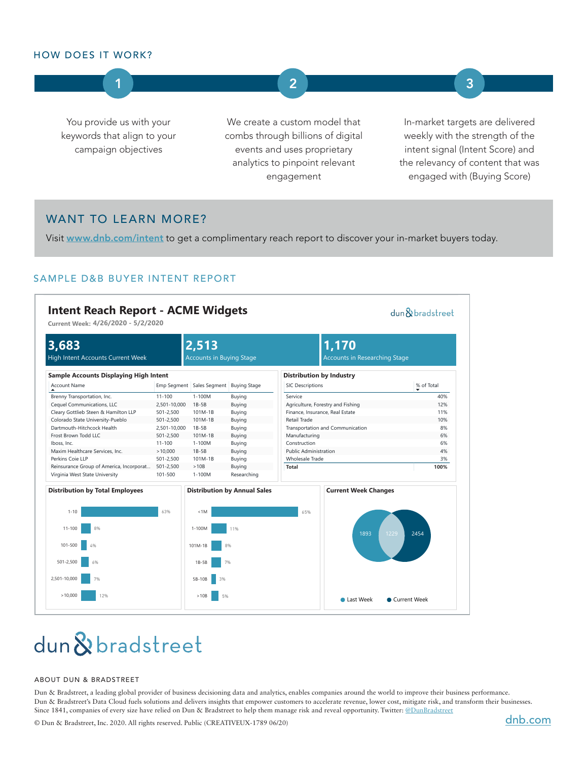## HOW DOES IT WORK?

1

You provide us with your keywords that align to your campaign objectives

2

We create a custom model that combs through billions of digital events and uses proprietary analytics to pinpoint relevant engagement

3

In-market targets are delivered weekly with the strength of the intent signal (Intent Score) and the relevancy of content that was engaged with (Buying Score)

## WANT TO LEARN MORE?

Visit [www.dnb.com/intent](www.dnb.com/intent) to get a complimentary reach report to discover your in-market buyers today.

## SAMPLE D&B BUYER INTENT REPORT

### Intent Reach Report - ACME Widgets

dun & bradstreet

**Current Week:** 4/26/2020 - 5/2/2020

**3,683** High Intent Accounts Current Week

**2,513** Accounts in Buying Stage

**1,170** Accounts in Researching Stage

**Sample Accounts Displaying High Intent**

| Account Name | Emp Segment | Sales Segment | Buying Stage |
|---|---|---|---|
| Brenny Transportation, Inc. | 11-100 | 1-100M | Buying |
| Cequel Communications, LLC | 2,501-10,000 | 1B-5B | Buying |
| Cleary Gottlieb Steen & Hamilton LLP | 501-2,500 | 101M-1B | Buying |
| Colorado State University-Pueblo | 501-2,500 | 101M-1B | Buying |
| Dartmouth-Hitchcock Health | 2,501-10,000 | 1B-5B | Buying |
| Frost Brown Todd LLC | 501-2,500 | 101M-1B | Buying |
| Iboss, Inc. | 11-100 | 1-100M | Buying |
| Maxim Healthcare Services, Inc. | >10,000 | 1B-5B | Buying |
| Perkins Coie LLP | 501-2,500 | 101M-1B | Buying |
| Reinsurance Group of America, Incorporat... | 501-2,500 | >10B | Buying |
| Virginia West State University | 101-500 | 1-100M | Researching |

**Distribution by Industry**

| SIC Descriptions | % of Total |
|---|---|
| Service | 40% |
| Agriculture, Forestry and Fishing | 12% |
| Finance, Insurance, Real Estate | 11% |
| Retail Trade | 10% |
| Transportation and Communication | 8% |
| Manufacturing | 6% |
| Construction | 6% |
| Public Administration | 4% |
| Wholesale Trade | 3% |
| **Total** | **100%** |

**Distribution by Total Employees**

1-10 63%
11-100 8%
101-500 4%
501-2,500 6%
2,501-10,000 7%
>10,000 12%

**Distribution by Annual Sales**

<1M 65%
1-100M 11%
101M-1B 8%
1B-5B 7%
5B-10B 3%
>10B 5%

**Current Week Changes**

1893 1229 2454

Last Week Current Week

dun & bradstreet

### ABOUT DUN & BRADSTREET

Dun & Bradstreet, a leading global provider of business decisioning data and analytics, enables companies around the world to improve their business performance. Dun & Bradstreet's Data Cloud fuels solutions and delivers insights that empower customers to accelerate revenue, lower cost, mitigate risk, and transform their businesses. Since 1841, companies of every size have relied on Dun & Bradstreet to help them manage risk and reveal opportunity. Twitter: [@DunBradstreet](@DunBradstreet)

© Dun & Bradstreet, Inc. 2020. All rights reserved. Public (CREATIVEUX-1789 06/20)

[dnb.com](dnb.com)